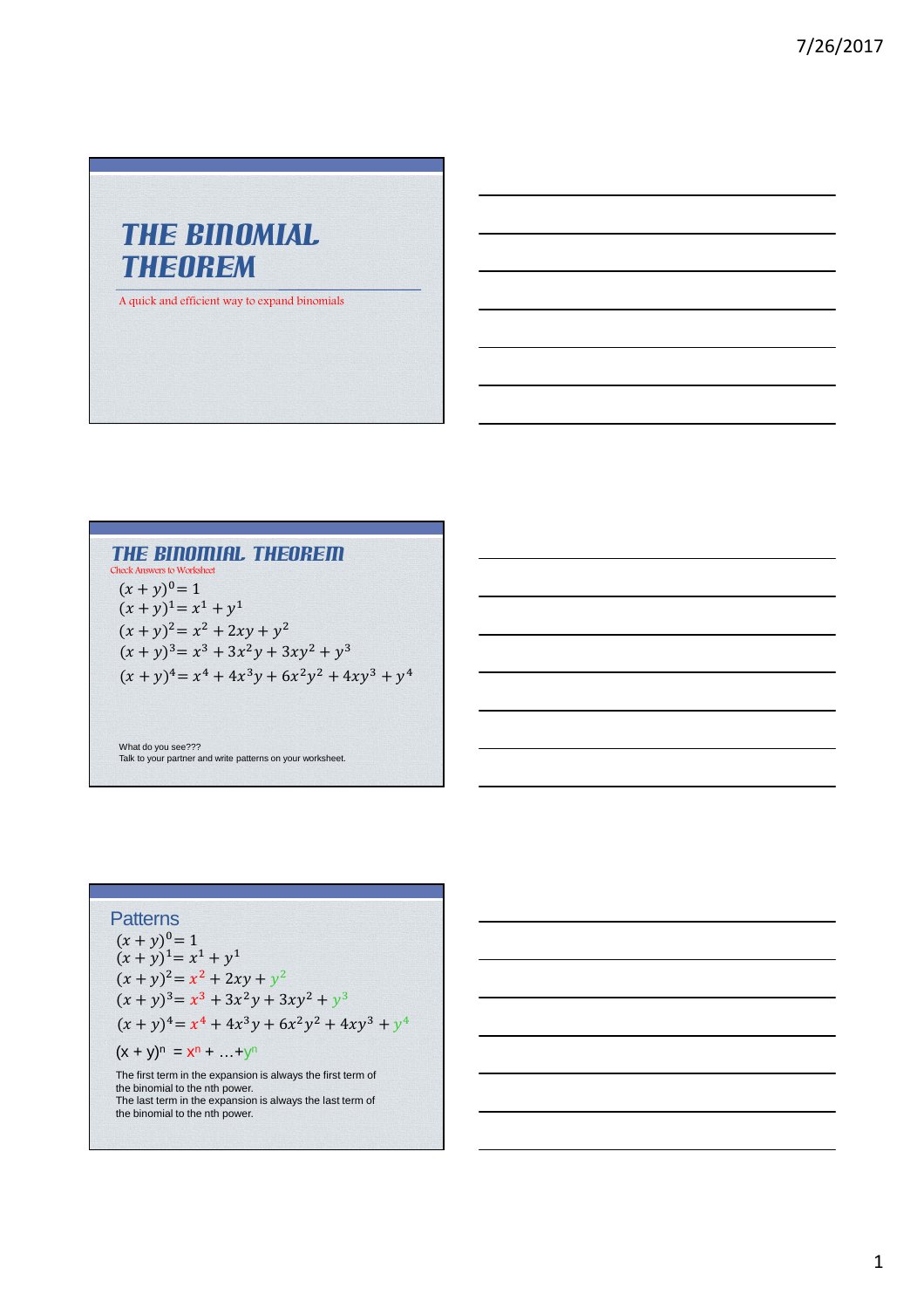# THE BINOMIAL THEOREM

A quick and efficient way to expand binomials

## THE BINOMIAL THEOREM

Check Answers to Worksheet

$(x + y)^0 = 1$

$(x + y)^1 = x^1 + y^1$

$(x + y)^2 = x^2 + 2xy + y^2$

$(x + y)^3 = x^3 + 3x^2y + 3xy^2 + y^3$

$(x + y)^4 = x^4 + 4x^3y + 6x^2y^2 + 4xy^3 + y^4$

What do you see???

Talk to your partner and write patterns on your worksheet.

## Patterns

$(x + y)^0 = 1$

$(x + y)^1 = x^1 + y^1$

$(x + y)^2 = x^2 + 2xy + y^2$

$(x + y)^3 = x^3 + 3x^2y + 3xy^2 + y^3$

$(x + y)^4 = x^4 + 4x^3y + 6x^2y^2 + 4xy^3 + y^4$

$(x + y)^n = x^n + \ldots + y^n$

The first term in the expansion is always the first term of the binomial to the nth power.

The last term in the expansion is always the last term of the binomial to the nth power.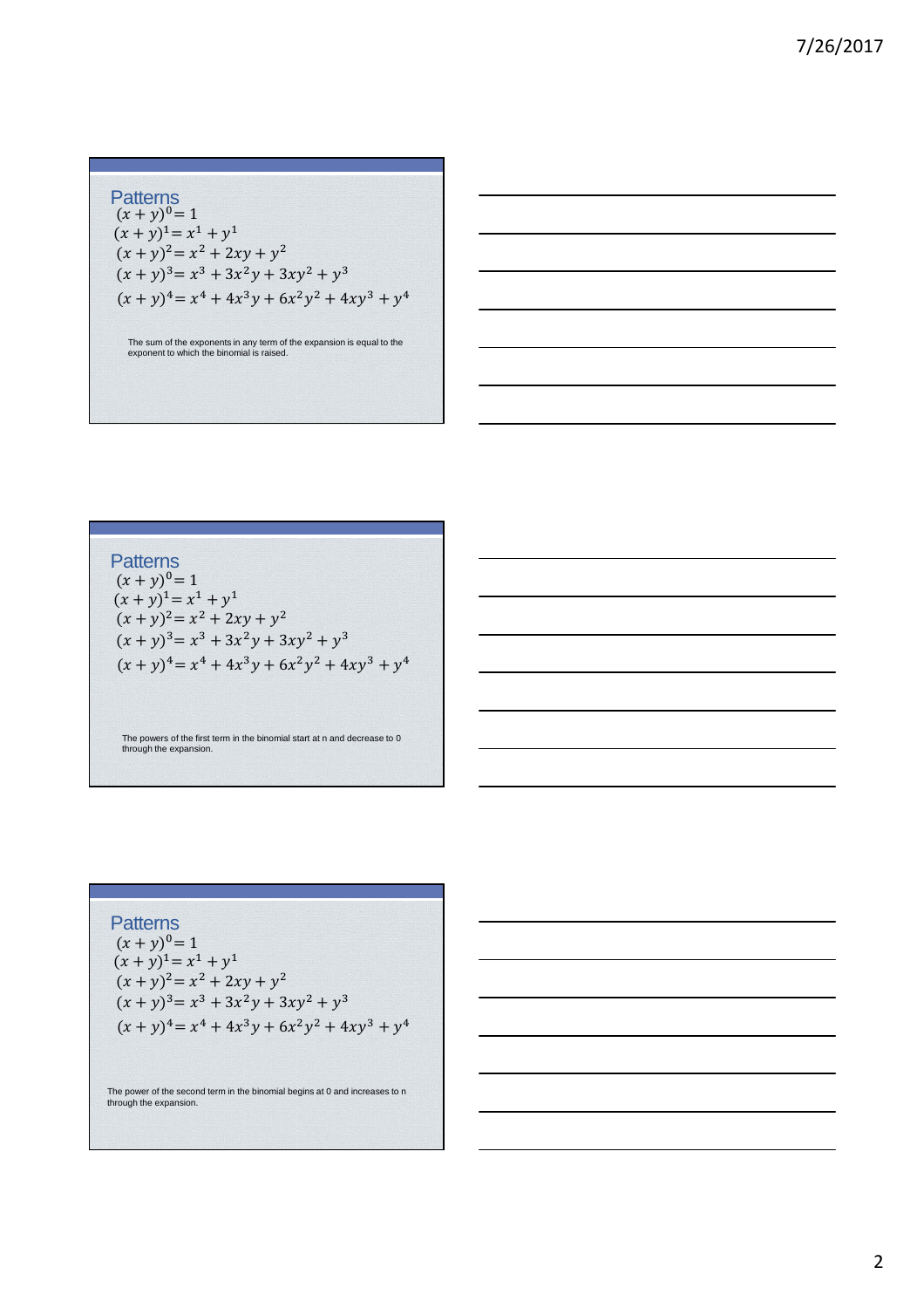## Patterns

$(x+y)^0 = 1$

$(x+y)^1 = x^1 + y^1$

$(x+y)^2 = x^2 + 2xy + y^2$

$(x+y)^3 = x^3 + 3x^2y + 3xy^2 + y^3$

$(x+y)^4 = x^4 + 4x^3y + 6x^2y^2 + 4xy^3 + y^4$

The sum of the exponents in any term of the expansion is equal to the exponent to which the binomial is raised.

## Patterns

$(x+y)^0 = 1$

$(x+y)^1 = x^1 + y^1$

$(x+y)^2 = x^2 + 2xy + y^2$

$(x+y)^3 = x^3 + 3x^2y + 3xy^2 + y^3$

$(x+y)^4 = x^4 + 4x^3y + 6x^2y^2 + 4xy^3 + y^4$

The powers of the first term in the binomial start at n and decrease to 0 through the expansion.

## Patterns

$(x+y)^0 = 1$

$(x+y)^1 = x^1 + y^1$

$(x+y)^2 = x^2 + 2xy + y^2$

$(x+y)^3 = x^3 + 3x^2y + 3xy^2 + y^3$

$(x+y)^4 = x^4 + 4x^3y + 6x^2y^2 + 4xy^3 + y^4$

The power of the second term in the binomial begins at 0 and increases to n through the expansion.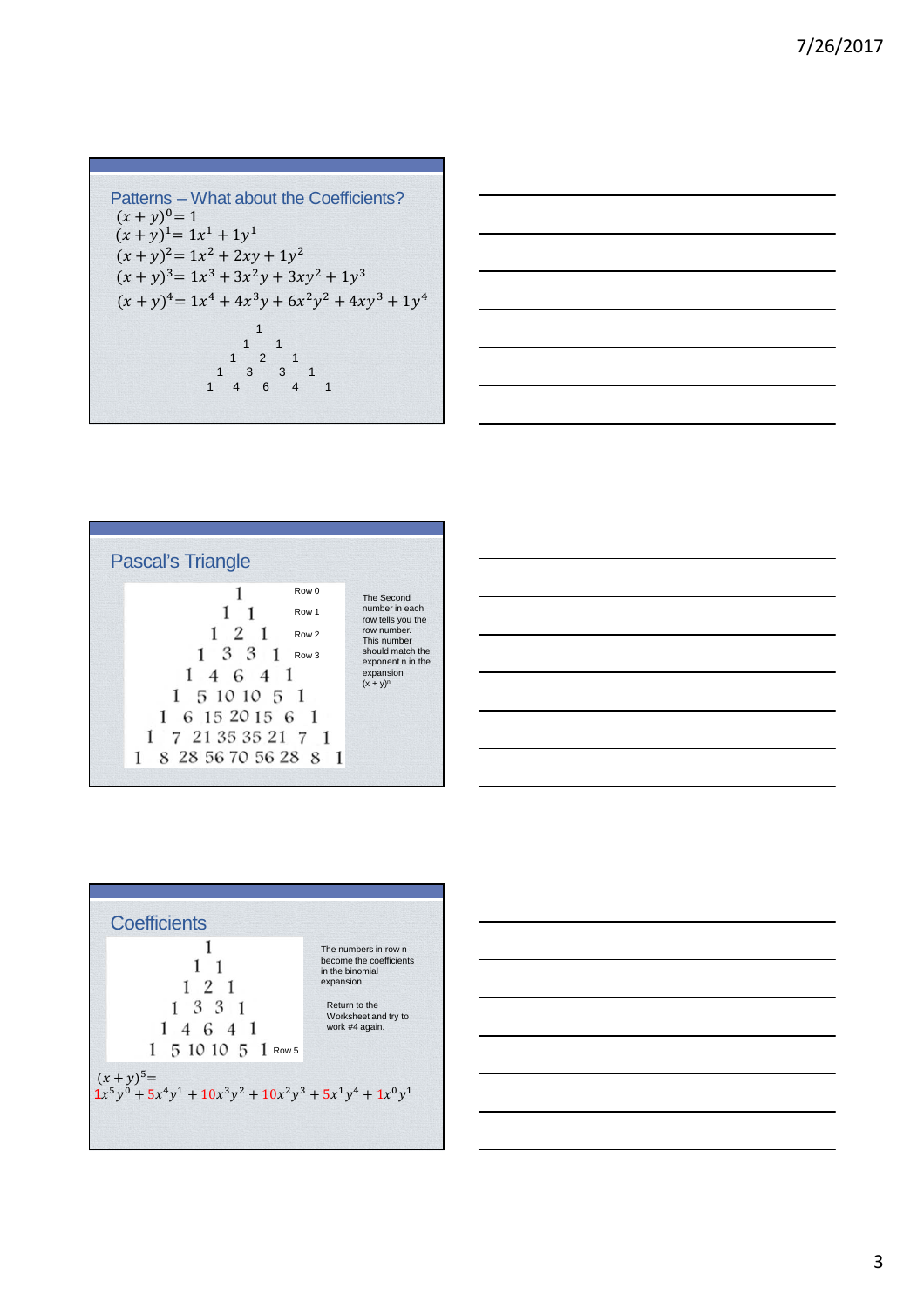## Patterns – What about the Coefficients?

$(x+y)^0 = 1$

$(x+y)^1 = 1x^1 + 1y^1$

$(x+y)^2 = 1x^2 + 2xy + 1y^2$

$(x+y)^3 = 1x^3 + 3x^2y + 3xy^2 + 1y^3$

$(x+y)^4 = 1x^4 + 4x^3y + 6x^2y^2 + 4xy^3 + 1y^4$

```
        1
      1   1
    1   2   1
  1   3   3   1
1   4   6   4   1
```

## Pascal's Triangle

```
              1               Row 0
            1   1             Row 1
          1   2   1           Row 2
        1   3   3   1         Row 3
      1   4   6   4   1
    1   5  10  10   5   1
  1   6  15  20  15   6   1
1   7  21  35  35  21   7   1
1   8  28  56  70  56  28   8   1
```

The Second number in each row tells you the row number. This number should match the exponent n in the expansion $(x + y)^n$

## Coefficients

```
          1
        1   1
      1   2   1
    1   3   3   1
  1   4   6   4   1
1   5  10  10   5   1   Row 5
```

The numbers in row n become the coefficients in the binomial expansion.

Return to the Worksheet and try to work #4 again.

$(x+y)^5 =$
$1x^5y^0 + 5x^4y^1 + 10x^3y^2 + 10x^2y^3 + 5x^1y^4 + 1x^0y^1$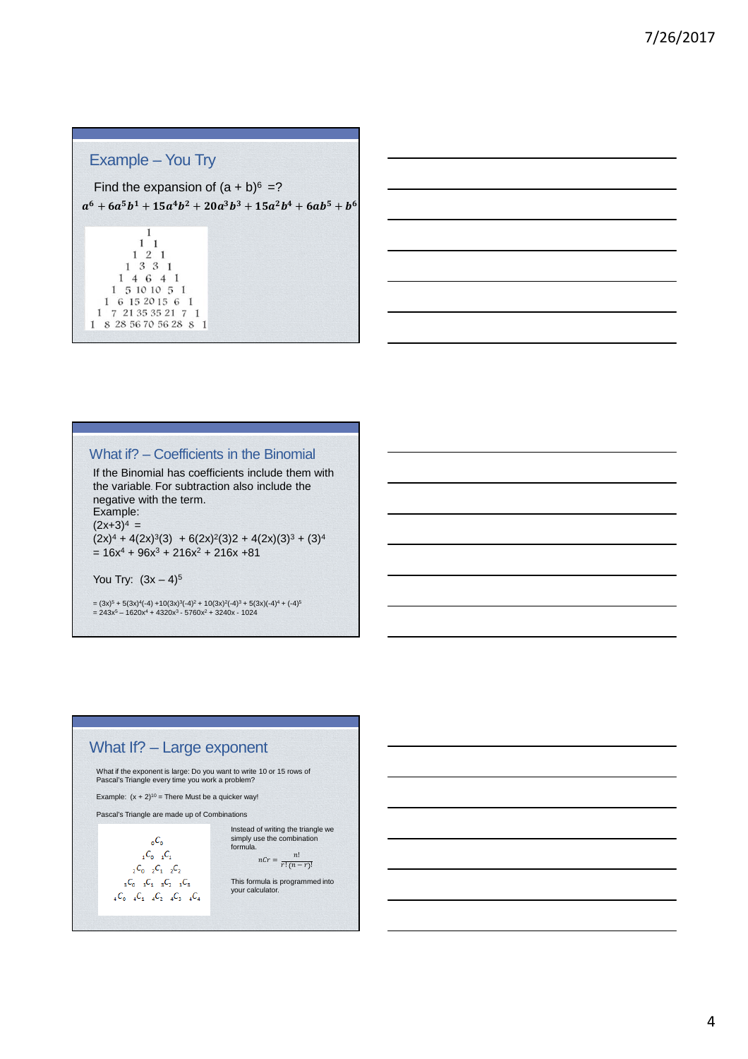## Example – You Try

Find the expansion of $(a + b)^6$ =?

$$a^6 + 6a^5b^1 + 15a^4b^2 + 20a^3b^3 + 15a^2b^4 + 6ab^5 + b^6$$

```
              1
             1  1
            1  2  1
          1  3  3  1
         1  4  6  4  1
       1  5 10 10  5  1
      1  6 15 20 15  6  1
    1  7 21 35 35 21  7  1
   1  8 28 56 70 56 28  8  1
```

## What if? – Coefficients in the Binomial

If the Binomial has coefficients include them with the variable. For subtraction also include the negative with the term.

Example:

$(2x+3)^4$ =

$(2x)^4 + 4(2x)^3(3) + 6(2x)^2(3)2 + 4(2x)(3)^3 + (3)^4$

$= 16x^4 + 96x^3 + 216x^2 + 216x + 81$

You Try: $(3x – 4)^5$

$= (3x)^5 + 5(3x)^4(-4) + 10(3x)^3(-4)^2 + 10(3x)^2(-4)^3 + 5(3x)(-4)^4 + (-4)^5$

$= 243x^5 – 1620x^4 + 4320x^3 - 5760x^2 + 3240x - 1024$

## What If? – Large exponent

What if the exponent is large: Do you want to write 10 or 15 rows of Pascal's Triangle every time you work a problem?

Example: $(x + 2)^{10}$ = There Must be a quicker way!

Pascal's Triangle are made up of Combinations

$${}_0C_0$$

$${}_1C_0 \quad {}_1C_1$$

$${}_2C_0 \quad {}_2C_1 \quad {}_2C_2$$

$${}_3C_0 \quad {}_3C_1 \quad {}_3C_2 \quad {}_3C_3$$

$${}_4C_0 \quad {}_4C_1 \quad {}_4C_2 \quad {}_4C_3 \quad {}_4C_4$$

Instead of writing the triangle we simply use the combination formula.

$$nCr = \frac{n!}{r!\,(n-r)!}$$

This formula is programmed into your calculator.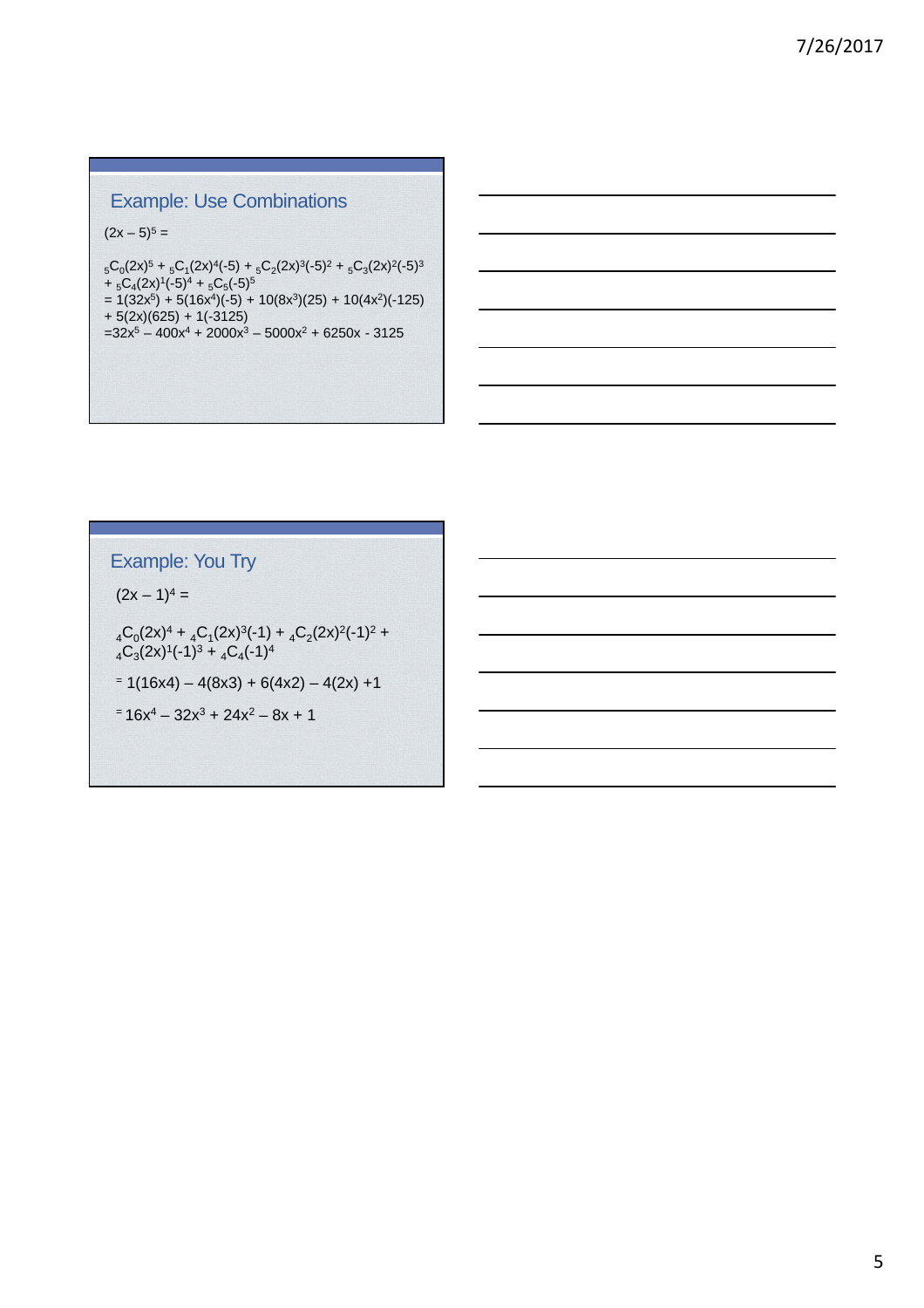## Example: Use Combinations

$(2x - 5)^5 =$

${}_5C_0(2x)^5 + {}_5C_1(2x)^4(-5) + {}_5C_2(2x)^3(-5)^2 + {}_5C_3(2x)^2(-5)^3 + {}_5C_4(2x)^1(-5)^4 + {}_5C_5(-5)^5$

$= 1(32x^5) + 5(16x^4)(-5) + 10(8x^3)(25) + 10(4x^2)(-125) + 5(2x)(625) + 1(-3125)$

$=32x^5 - 400x^4 + 2000x^3 - 5000x^2 + 6250x - 3125$

## Example: You Try

$(2x - 1)^4 =$

${}_4C_0(2x)^4 + {}_4C_1(2x)^3(-1) + {}_4C_2(2x)^2(-1)^2 + {}_4C_3(2x)^1(-1)^3 + {}_4C_4(-1)^4$

$= 1(16x4) - 4(8x3) + 6(4x2) - 4(2x) + 1$

$= 16x^4 - 32x^3 + 24x^2 - 8x + 1$